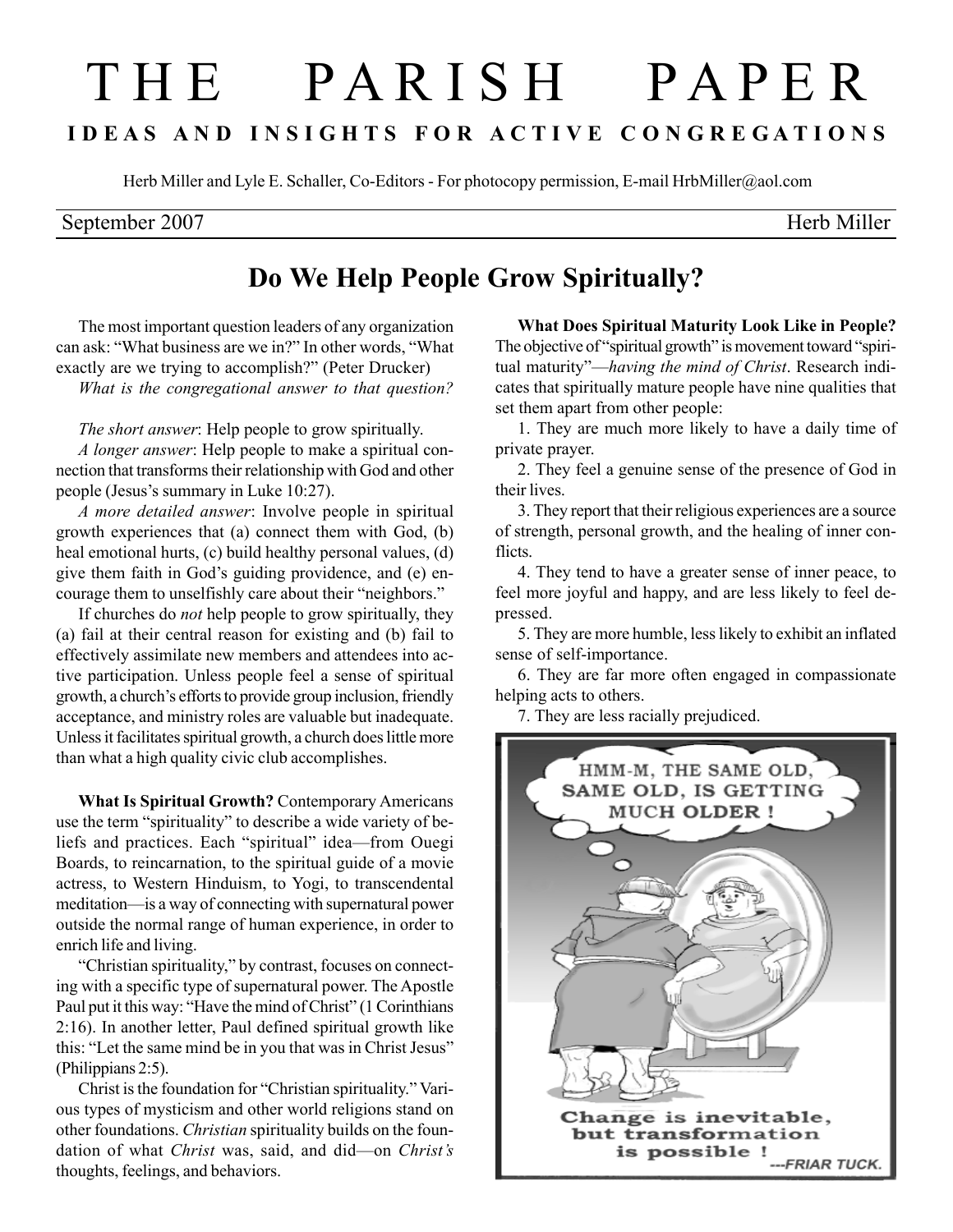# THE PARISH PAPER

**IDEAS AND INSIGHTS FOR ACTIVE CONGREGATIONS**

Herb Miller and Lyle E. Schaller, Co-Editors - For photocopy permission, E-mail HrbMiller@aol.com

September 2007 — Herb Miller

## Do We Help People Grow Spiritually?

The most important question leaders of any organization can ask: "What business are we in?" In other words, "What exactly are we trying to accomplish?" (Peter Drucker)

*What is the congregational answer to that question?*

*The short answer*: Help people to grow spiritually.

*A longer answer*: Help people to make a spiritual connection that transforms their relationship with God and other people (Jesus's summary in Luke 10:27).

*A more detailed answer*: Involve people in spiritual growth experiences that (a) connect them with God, (b) heal emotional hurts, (c) build healthy personal values, (d) give them faith in God's guiding providence, and (e) encourage them to unselfishly care about their "neighbors."

If churches do *not* help people to grow spiritually, they (a) fail at their central reason for existing and (b) fail to effectively assimilate new members and attendees into active participation. Unless people feel a sense of spiritual growth, a church's efforts to provide group inclusion, friendly acceptance, and ministry roles are valuable but inadequate. Unless it facilitates spiritual growth, a church does little more than what a high quality civic club accomplishes.

**What Is Spiritual Growth?** Contemporary Americans use the term "spirituality" to describe a wide variety of beliefs and practices. Each "spiritual" idea—from Ouegi Boards, to reincarnation, to the spiritual guide of a movie actress, to Western Hinduism, to Yogi, to transcendental meditation—is a way of connecting with supernatural power outside the normal range of human experience, in order to enrich life and living.

"Christian spirituality," by contrast, focuses on connecting with a specific type of supernatural power. The Apostle Paul put it this way: "Have the mind of Christ" (1 Corinthians 2:16). In another letter, Paul defined spiritual growth like this: "Let the same mind be in you that was in Christ Jesus" (Philippians 2:5).

Christ is the foundation for "Christian spirituality." Various types of mysticism and other world religions stand on other foundations. *Christian* spirituality builds on the foundation of what *Christ* was, said, and did—on *Christ's* thoughts, feelings, and behaviors.

**What Does Spiritual Maturity Look Like in People?** The objective of "spiritual growth" is movement toward "spiritual maturity"—*having the mind of Christ*. Research indicates that spiritually mature people have nine qualities that set them apart from other people:

1. They are much more likely to have a daily time of private prayer.
2. They feel a genuine sense of the presence of God in their lives.
3. They report that their religious experiences are a source of strength, personal growth, and the healing of inner conflicts.
4. They tend to have a greater sense of inner peace, to feel more joyful and happy, and are less likely to feel depressed.
5. They are more humble, less likely to exhibit an inflated sense of self-importance.
6. They are far more often engaged in compassionate helping acts to others.
7. They are less racially prejudiced.

HMM-M, THE SAME OLD, SAME OLD, IS GETTING MUCH OLDER !

Change is inevitable, but transformation is possible ! ---FRIAR TUCK.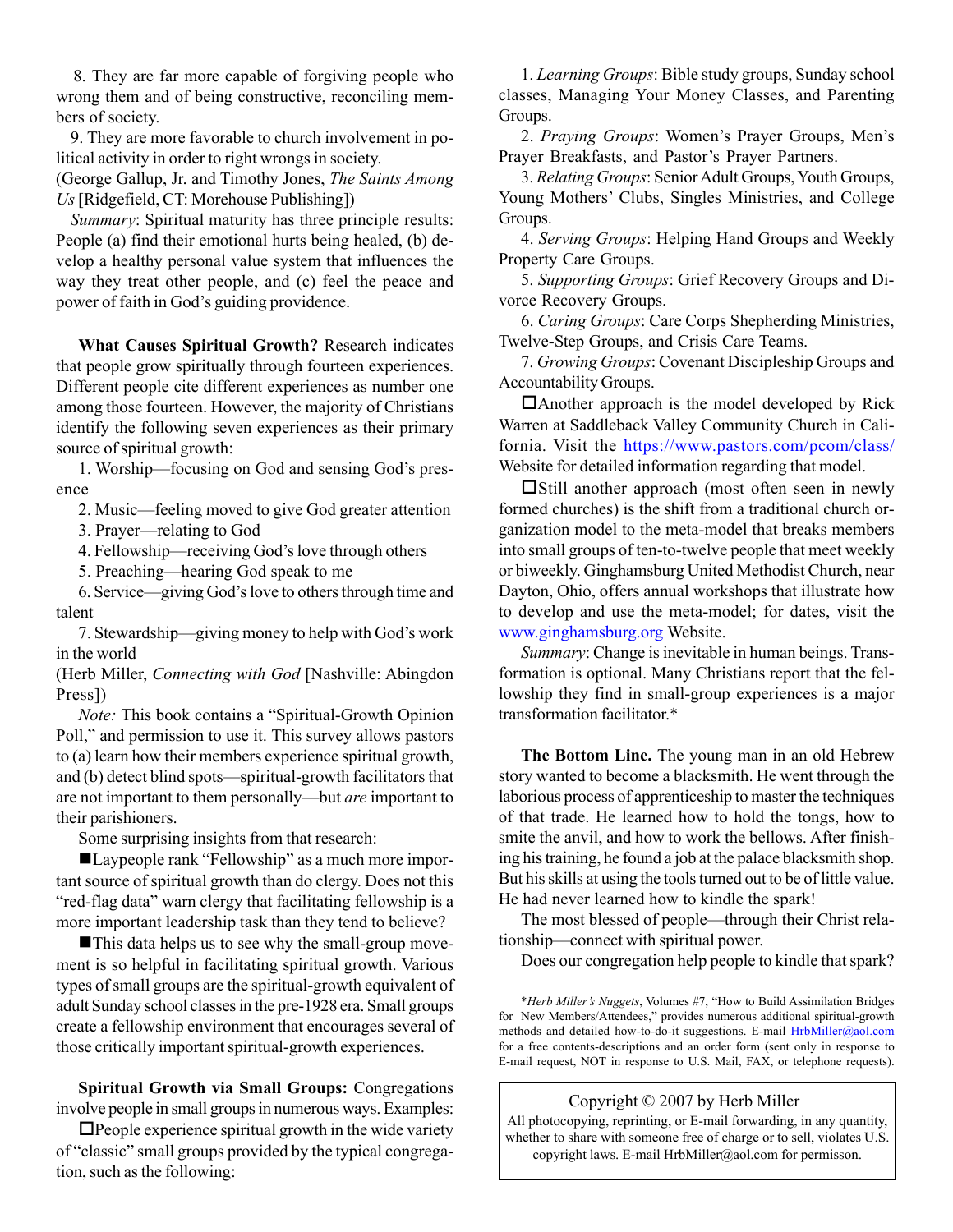8. They are far more capable of forgiving people who wrong them and of being constructive, reconciling members of society.

9. They are more favorable to church involvement in political activity in order to right wrongs in society.

(George Gallup, Jr. and Timothy Jones, *The Saints Among Us* [Ridgefield, CT: Morehouse Publishing])

*Summary*: Spiritual maturity has three principle results: People (a) find their emotional hurts being healed, (b) develop a healthy personal value system that influences the way they treat other people, and (c) feel the peace and power of faith in God's guiding providence.

**What Causes Spiritual Growth?** Research indicates that people grow spiritually through fourteen experiences. Different people cite different experiences as number one among those fourteen. However, the majority of Christians identify the following seven experiences as their primary source of spiritual growth:

1. Worship—focusing on God and sensing God's presence
2. Music—feeling moved to give God greater attention
3. Prayer—relating to God
4. Fellowship—receiving God's love through others
5. Preaching—hearing God speak to me
6. Service—giving God's love to others through time and talent
7. Stewardship—giving money to help with God's work in the world

(Herb Miller, *Connecting with God* [Nashville: Abingdon Press])

*Note:* This book contains a "Spiritual-Growth Opinion Poll," and permission to use it. This survey allows pastors to (a) learn how their members experience spiritual growth, and (b) detect blind spots—spiritual-growth facilitators that are not important to them personally—but *are* important to their parishioners.

Some surprising insights from that research:

■Laypeople rank "Fellowship" as a much more important source of spiritual growth than do clergy. Does not this "red-flag data" warn clergy that facilitating fellowship is a more important leadership task than they tend to believe?

■This data helps us to see why the small-group movement is so helpful in facilitating spiritual growth. Various types of small groups are the spiritual-growth equivalent of adult Sunday school classes in the pre-1928 era. Small groups create a fellowship environment that encourages several of those critically important spiritual-growth experiences.

**Spiritual Growth via Small Groups:** Congregations involve people in small groups in numerous ways. Examples:

☐People experience spiritual growth in the wide variety of "classic" small groups provided by the typical congregation, such as the following:

1. *Learning Groups*: Bible study groups, Sunday school classes, Managing Your Money Classes, and Parenting Groups.
2. *Praying Groups*: Women's Prayer Groups, Men's Prayer Breakfasts, and Pastor's Prayer Partners.
3. *Relating Groups*: Senior Adult Groups, Youth Groups, Young Mothers' Clubs, Singles Ministries, and College Groups.
4. *Serving Groups*: Helping Hand Groups and Weekly Property Care Groups.
5. *Supporting Groups*: Grief Recovery Groups and Divorce Recovery Groups.
6. *Caring Groups*: Care Corps Shepherding Ministries, Twelve-Step Groups, and Crisis Care Teams.
7. *Growing Groups*: Covenant Discipleship Groups and Accountability Groups.

☐Another approach is the model developed by Rick Warren at Saddleback Valley Community Church in California. Visit the https://www.pastors.com/pcom/class/ Website for detailed information regarding that model.

☐Still another approach (most often seen in newly formed churches) is the shift from a traditional church organization model to the meta-model that breaks members into small groups of ten-to-twelve people that meet weekly or biweekly. Ginghamsburg United Methodist Church, near Dayton, Ohio, offers annual workshops that illustrate how to develop and use the meta-model; for dates, visit the www.ginghamsburg.org Website.

*Summary*: Change is inevitable in human beings. Transformation is optional. Many Christians report that the fellowship they find in small-group experiences is a major transformation facilitator.*

**The Bottom Line.** The young man in an old Hebrew story wanted to become a blacksmith. He went through the laborious process of apprenticeship to master the techniques of that trade. He learned how to hold the tongs, how to smite the anvil, and how to work the bellows. After finishing his training, he found a job at the palace blacksmith shop. But his skills at using the tools turned out to be of little value. He had never learned how to kindle the spark!

The most blessed of people—through their Christ relationship—connect with spiritual power.

Does our congregation help people to kindle that spark?

*\*Herb Miller's Nuggets*, Volumes #7, "How to Build Assimilation Bridges for New Members/Attendees," provides numerous additional spiritual-growth methods and detailed how-to-do-it suggestions. E-mail HrbMiller@aol.com for a free contents-descriptions and an order form (sent only in response to E-mail request, NOT in response to U.S. Mail, FAX, or telephone requests).

Copyright © 2007 by Herb Miller
All photocopying, reprinting, or E-mail forwarding, in any quantity, whether to share with someone free of charge or to sell, violates U.S. copyright laws. E-mail HrbMiller@aol.com for permisson.